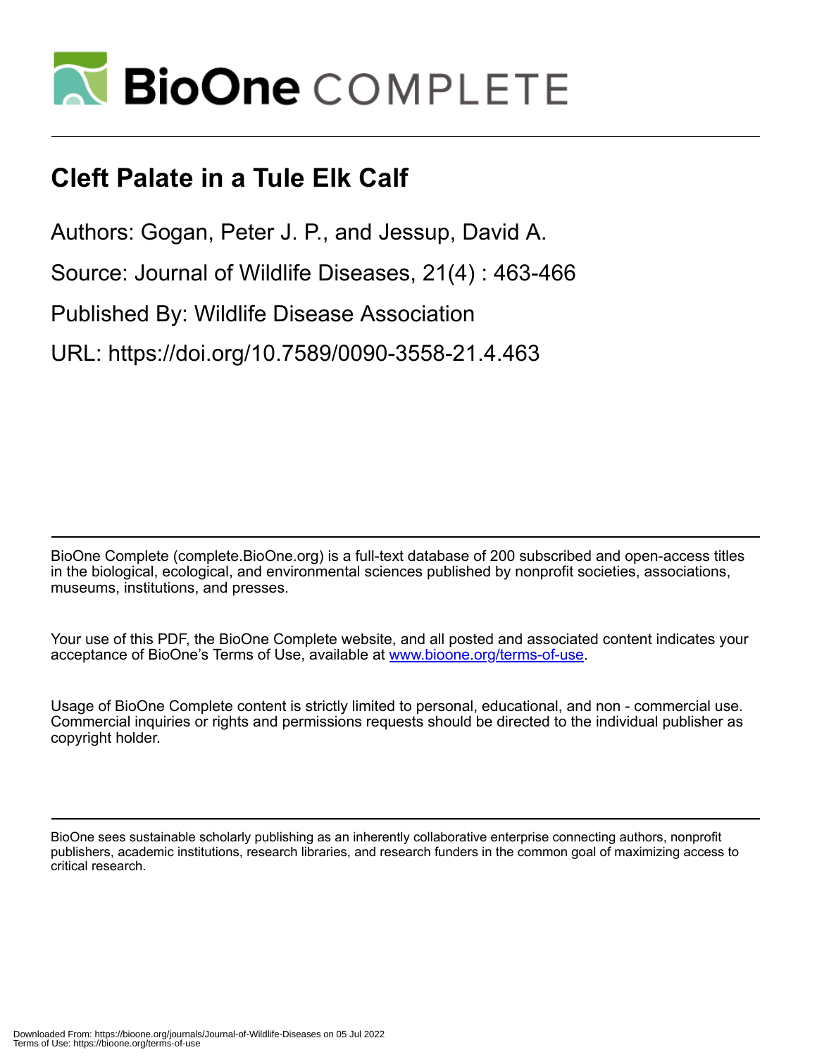# Cleft Palate in a Tule Elk Calf

Authors: Gogan, Peter J. P., and Jessup, David A.

Source: Journal of Wildlife Diseases, 21(4) : 463-466

Published By: Wildlife Disease Association

URL: https://doi.org/10.7589/0090-3558-21.4.463

BioOne Complete (complete.BioOne.org) is a full-text database of 200 subscribed and open-access titles in the biological, ecological, and environmental sciences published by nonprofit societies, associations, museums, institutions, and presses.

Your use of this PDF, the BioOne Complete website, and all posted and associated content indicates your acceptance of BioOne's Terms of Use, available at www.bioone.org/terms-of-use.

Usage of BioOne Complete content is strictly limited to personal, educational, and non - commercial use. Commercial inquiries or rights and permissions requests should be directed to the individual publisher as copyright holder.

BioOne sees sustainable scholarly publishing as an inherently collaborative enterprise connecting authors, nonprofit publishers, academic institutions, research libraries, and research funders in the common goal of maximizing access to critical research.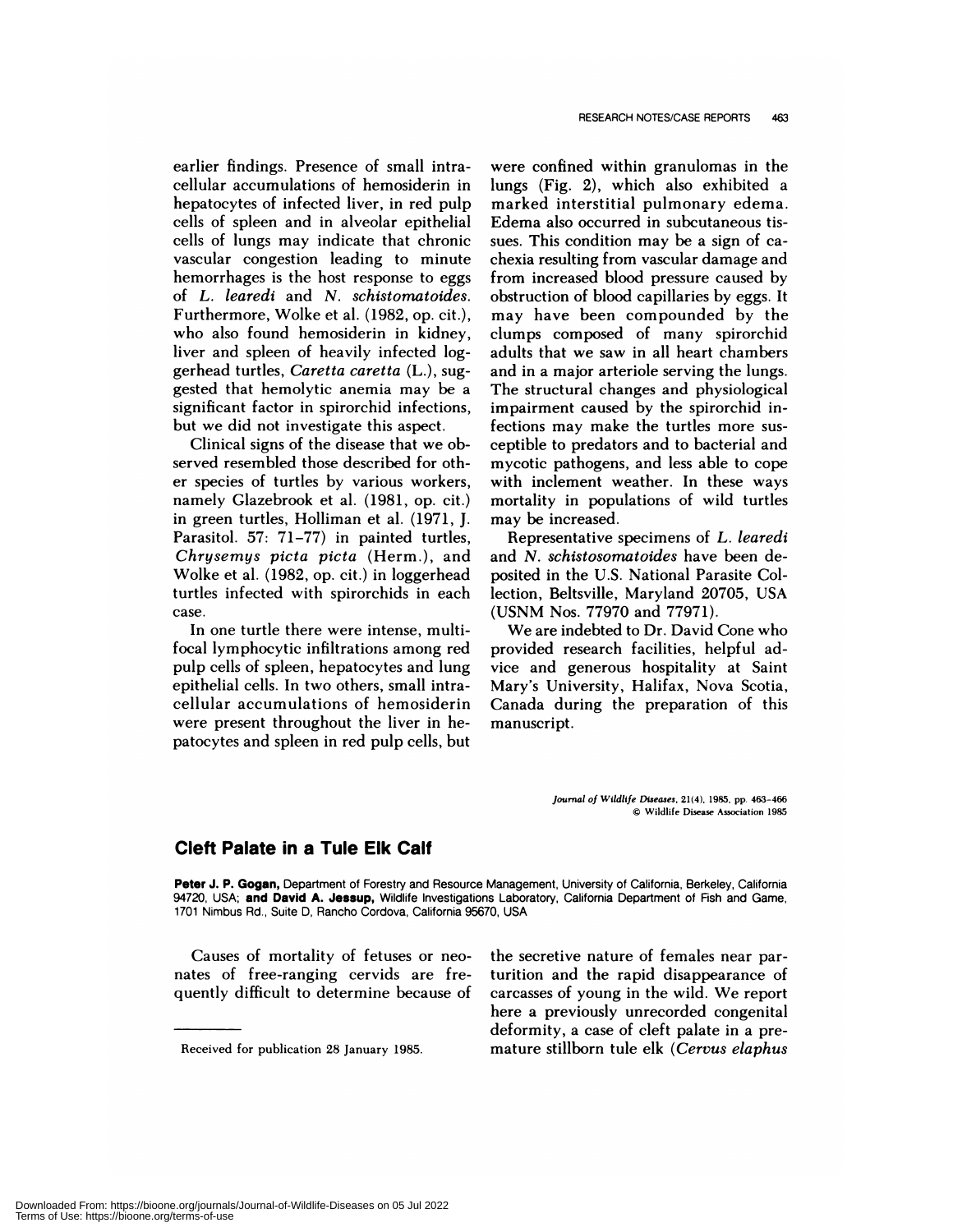earlier findings. Presence of small intracellular accumulations of hemosiderin in hepatocytes of infected liver, in red pulp cells of spleen and in alveolar epithelial cells of lungs may indicate that chronic vascular congestion leading to minute hemorrhages is the host response to eggs of *L. learedi* and *N. schistomatoides*. Furthermore, Wolke et al. (1982, op. cit.), who also found hemosiderin in kidney, liver and spleen of heavily infected loggerhead turtles, *Caretta caretta* (L.), suggested that hemolytic anemia may be a significant factor in spirorchid infections, but we did not investigate this aspect.

Clinical signs of the disease that we observed resembled those described for other species of turtles by various workers, namely Glazebrook et al. (1981, op. cit.) in green turtles, Holliman et al. (1971, J. Parasitol. 57: 71–77) in painted turtles, *Chrysemys picta picta* (Herm.), and Wolke et al. (1982, op. cit.) in loggerhead turtles infected with spirorchids in each case.

In one turtle there were intense, multifocal lymphocytic infiltrations among red pulp cells of spleen, hepatocytes and lung epithelial cells. In two others, small intracellular accumulations of hemosiderin were present throughout the liver in hepatocytes and spleen in red pulp cells, but were confined within granulomas in the lungs (Fig. 2), which also exhibited a marked interstitial pulmonary edema. Edema also occurred in subcutaneous tissues. This condition may be a sign of cachexia resulting from vascular damage and from increased blood pressure caused by obstruction of blood capillaries by eggs. It may have been compounded by the clumps composed of many spirorchid adults that we saw in all heart chambers and in a major arteriole serving the lungs. The structural changes and physiological impairment caused by the spirorchid infections may make the turtles more susceptible to predators and to bacterial and mycotic pathogens, and less able to cope with inclement weather. In these ways mortality in populations of wild turtles may be increased.

Representative specimens of *L. learedi* and *N. schistosomatoides* have been deposited in the U.S. National Parasite Collection, Beltsville, Maryland 20705, USA (USNM Nos. 77970 and 77971).

We are indebted to Dr. David Cone who provided research facilities, helpful advice and generous hospitality at Saint Mary's University, Halifax, Nova Scotia, Canada during the preparation of this manuscript.

*Journal of Wildlife Diseases*, 21(4), 1985, pp. 463–466
© Wildlife Disease Association 1985

## Cleft Palate in a Tule Elk Calf

**Peter J. P. Gogan,** Department of Forestry and Resource Management, University of California, Berkeley, California 94720, USA; **and David A. Jessup,** Wildlife Investigations Laboratory, California Department of Fish and Game, 1701 Nimbus Rd., Suite D, Rancho Cordova, California 95670, USA

Causes of mortality of fetuses or neonates of free-ranging cervids are frequently difficult to determine because of the secretive nature of females near parturition and the rapid disappearance of carcasses of young in the wild. We report here a previously unrecorded congenital deformity, a case of cleft palate in a premature stillborn tule elk (*Cervus elaphus*

Received for publication 28 January 1985.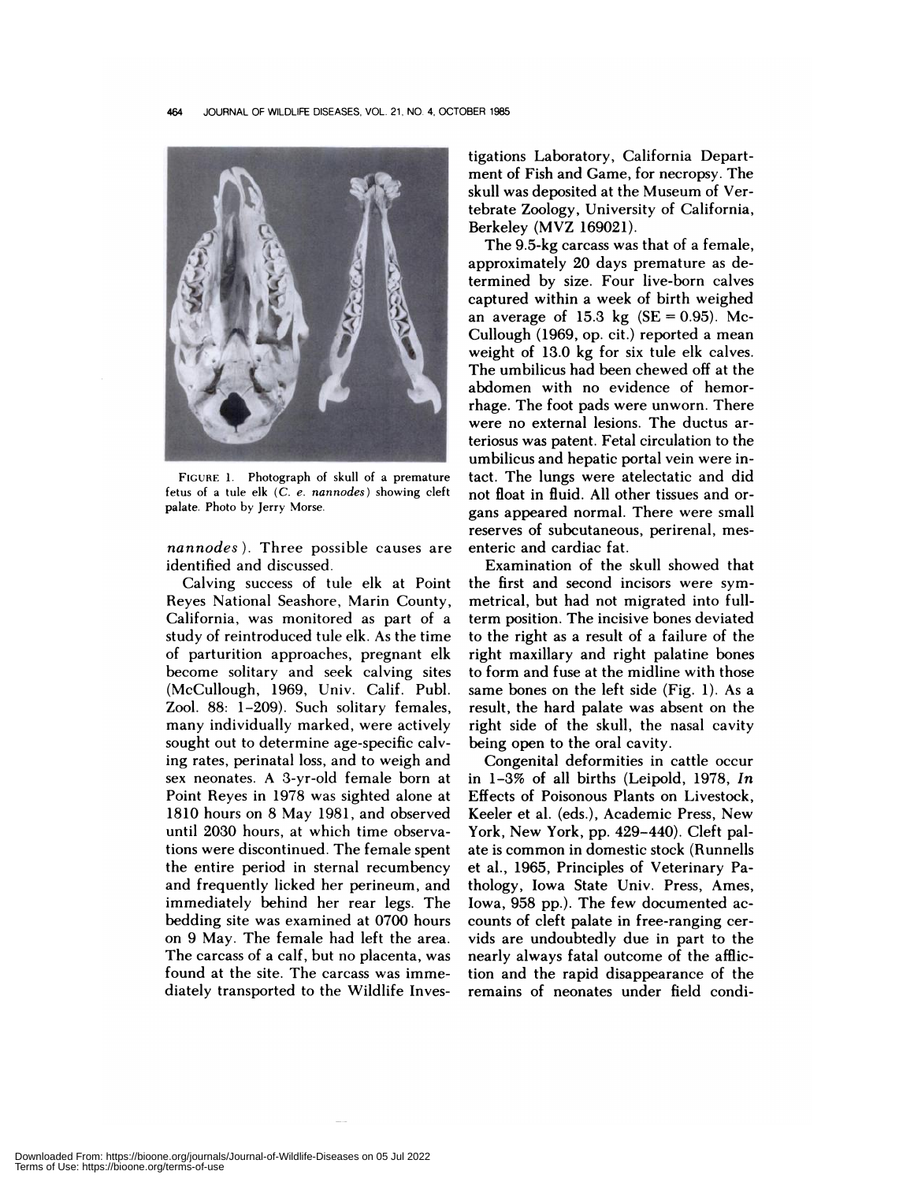FIGURE 1. Photograph of skull of a premature fetus of a tule elk (*C. e. nannodes*) showing cleft palate. Photo by Jerry Morse.

*nannodes*). Three possible causes are identified and discussed.

Calving success of tule elk at Point Reyes National Seashore, Marin County, California, was monitored as part of a study of reintroduced tule elk. As the time of parturition approaches, pregnant elk become solitary and seek calving sites (McCullough, 1969, Univ. Calif. Publ. Zool. 88: 1–209). Such solitary females, many individually marked, were actively sought out to determine age-specific calving rates, perinatal loss, and to weigh and sex neonates. A 3-yr-old female born at Point Reyes in 1978 was sighted alone at 1810 hours on 8 May 1981, and observed until 2030 hours, at which time observations were discontinued. The female spent the entire period in sternal recumbency and frequently licked her perineum, and immediately behind her rear legs. The bedding site was examined at 0700 hours on 9 May. The female had left the area. The carcass of a calf, but no placenta, was found at the site. The carcass was immediately transported to the Wildlife Investigations Laboratory, California Department of Fish and Game, for necropsy. The skull was deposited at the Museum of Vertebrate Zoology, University of California, Berkeley (MVZ 169021).

The 9.5-kg carcass was that of a female, approximately 20 days premature as determined by size. Four live-born calves captured within a week of birth weighed an average of 15.3 kg (SE = 0.95). McCullough (1969, op. cit.) reported a mean weight of 13.0 kg for six tule elk calves. The umbilicus had been chewed off at the abdomen with no evidence of hemorrhage. The foot pads were unworn. There were no external lesions. The ductus arteriosus was patent. Fetal circulation to the umbilicus and hepatic portal vein were intact. The lungs were atelectatic and did not float in fluid. All other tissues and organs appeared normal. There were small reserves of subcutaneous, perirenal, mesenteric and cardiac fat.

Examination of the skull showed that the first and second incisors were symmetrical, but had not migrated into full-term position. The incisive bones deviated to the right as a result of a failure of the right maxillary and right palatine bones to form and fuse at the midline with those same bones on the left side (Fig. 1). As a result, the hard palate was absent on the right side of the skull, the nasal cavity being open to the oral cavity.

Congenital deformities in cattle occur in 1–3% of all births (Leipold, 1978, *In* Effects of Poisonous Plants on Livestock, Keeler et al. (eds.), Academic Press, New York, New York, pp. 429–440). Cleft palate is common in domestic stock (Runnells et al., 1965, Principles of Veterinary Pathology, Iowa State Univ. Press, Ames, Iowa, 958 pp.). The few documented accounts of cleft palate in free-ranging cervids are undoubtedly due in part to the nearly always fatal outcome of the affliction and the rapid disappearance of the remains of neonates under field condi-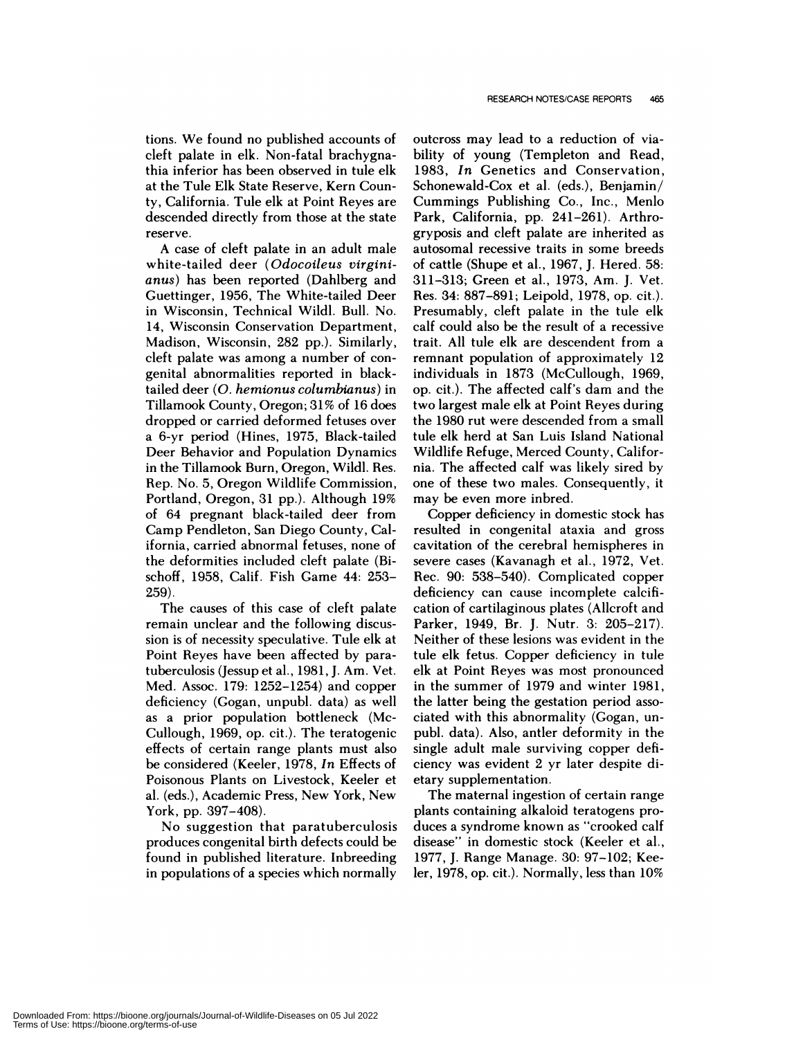tions. We found no published accounts of cleft palate in elk. Non-fatal brachygnathia inferior has been observed in tule elk at the Tule Elk State Reserve, Kern County, California. Tule elk at Point Reyes are descended directly from those at the state reserve.

A case of cleft palate in an adult male white-tailed deer (*Odocoileus virginianus*) has been reported (Dahlberg and Guettinger, 1956, The White-tailed Deer in Wisconsin, Technical Wildl. Bull. No. 14, Wisconsin Conservation Department, Madison, Wisconsin, 282 pp.). Similarly, cleft palate was among a number of congenital abnormalities reported in black-tailed deer (*O. hemionus columbianus*) in Tillamook County, Oregon; 31% of 16 does dropped or carried deformed fetuses over a 6-yr period (Hines, 1975, Black-tailed Deer Behavior and Population Dynamics in the Tillamook Burn, Oregon, Wildl. Res. Rep. No. 5, Oregon Wildlife Commission, Portland, Oregon, 31 pp.). Although 19% of 64 pregnant black-tailed deer from Camp Pendleton, San Diego County, California, carried abnormal fetuses, none of the deformities included cleft palate (Bischoff, 1958, Calif. Fish Game 44: 253–259).

The causes of this case of cleft palate remain unclear and the following discussion is of necessity speculative. Tule elk at Point Reyes have been affected by paratuberculosis (Jessup et al., 1981, J. Am. Vet. Med. Assoc. 179: 1252–1254) and copper deficiency (Gogan, unpubl. data) as well as a prior population bottleneck (McCullough, 1969, op. cit.). The teratogenic effects of certain range plants must also be considered (Keeler, 1978, *In* Effects of Poisonous Plants on Livestock, Keeler et al. (eds.), Academic Press, New York, New York, pp. 397–408).

No suggestion that paratuberculosis produces congenital birth defects could be found in published literature. Inbreeding in populations of a species which normally outcross may lead to a reduction of viability of young (Templeton and Read, 1983, *In* Genetics and Conservation, Schonewald-Cox et al. (eds.), Benjamin/Cummings Publishing Co., Inc., Menlo Park, California, pp. 241–261). Arthrogryposis and cleft palate are inherited as autosomal recessive traits in some breeds of cattle (Shupe et al., 1967, J. Hered. 58: 311–313; Green et al., 1973, Am. J. Vet. Res. 34: 887–891; Leipold, 1978, op. cit.). Presumably, cleft palate in the tule elk calf could also be the result of a recessive trait. All tule elk are descendent from a remnant population of approximately 12 individuals in 1873 (McCullough, 1969, op. cit.). The affected calf's dam and the two largest male elk at Point Reyes during the 1980 rut were descended from a small tule elk herd at San Luis Island National Wildlife Refuge, Merced County, California. The affected calf was likely sired by one of these two males. Consequently, it may be even more inbred.

Copper deficiency in domestic stock has resulted in congenital ataxia and gross cavitation of the cerebral hemispheres in severe cases (Kavanagh et al., 1972, Vet. Rec. 90: 538–540). Complicated copper deficiency can cause incomplete calcification of cartilaginous plates (Allcroft and Parker, 1949, Br. J. Nutr. 3: 205–217). Neither of these lesions was evident in the tule elk fetus. Copper deficiency in tule elk at Point Reyes was most pronounced in the summer of 1979 and winter 1981, the latter being the gestation period associated with this abnormality (Gogan, unpubl. data). Also, antler deformity in the single adult male surviving copper deficiency was evident 2 yr later despite dietary supplementation.

The maternal ingestion of certain range plants containing alkaloid teratogens produces a syndrome known as "crooked calf disease" in domestic stock (Keeler et al., 1977, J. Range Manage. 30: 97–102; Keeler, 1978, op. cit.). Normally, less than 10%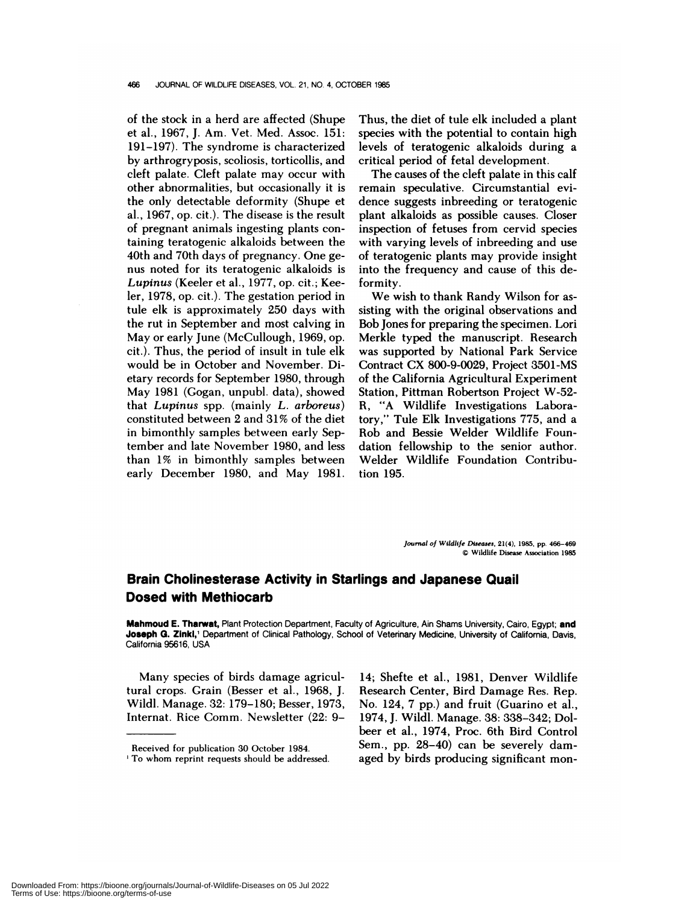of the stock in a herd are affected (Shupe et al., 1967, J. Am. Vet. Med. Assoc. 151: 191–197). The syndrome is characterized by arthrogryposis, scoliosis, torticollis, and cleft palate. Cleft palate may occur with other abnormalities, but occasionally it is the only detectable deformity (Shupe et al., 1967, op. cit.). The disease is the result of pregnant animals ingesting plants containing teratogenic alkaloids between the 40th and 70th days of pregnancy. One genus noted for its teratogenic alkaloids is *Lupinus* (Keeler et al., 1977, op. cit.; Keeler, 1978, op. cit.). The gestation period in tule elk is approximately 250 days with the rut in September and most calving in May or early June (McCullough, 1969, op. cit.). Thus, the period of insult in tule elk would be in October and November. Dietary records for September 1980, through May 1981 (Gogan, unpubl. data), showed that *Lupinus* spp. (mainly *L. arboreus*) constituted between 2 and 31% of the diet in bimonthly samples between early September and late November 1980, and less than 1% in bimonthly samples between early December 1980, and May 1981. Thus, the diet of tule elk included a plant species with the potential to contain high levels of teratogenic alkaloids during a critical period of fetal development.

The causes of the cleft palate in this calf remain speculative. Circumstantial evidence suggests inbreeding or teratogenic plant alkaloids as possible causes. Closer inspection of fetuses from cervid species with varying levels of inbreeding and use of teratogenic plants may provide insight into the frequency and cause of this deformity.

We wish to thank Randy Wilson for assisting with the original observations and Bob Jones for preparing the specimen. Lori Merkle typed the manuscript. Research was supported by National Park Service Contract CX 800-9-0029, Project 3501-MS of the California Agricultural Experiment Station, Pittman Robertson Project W-52-R, "A Wildlife Investigations Laboratory," Tule Elk Investigations 775, and a Rob and Bessie Welder Wildlife Foundation fellowship to the senior author. Welder Wildlife Foundation Contribution 195.

*Journal of Wildlife Diseases*, 21(4), 1985, pp. 466–469
© Wildlife Disease Association 1985

## Brain Cholinesterase Activity in Starlings and Japanese Quail Dosed with Methiocarb

**Mahmoud E. Tharwat,** Plant Protection Department, Faculty of Agriculture, Ain Shams University, Cairo, Egypt; **and Joseph G. Zinkl,**[1] Department of Clinical Pathology, School of Veterinary Medicine, University of California, Davis, California 95616, USA

Many species of birds damage agricultural crops. Grain (Besser et al., 1968, J. Wildl. Manage. 32: 179–180; Besser, 1973, Internat. Rice Comm. Newsletter (22: 9–14; Shefte et al., 1981, Denver Wildlife Research Center, Bird Damage Res. Rep. No. 124, 7 pp.) and fruit (Guarino et al., 1974, J. Wildl. Manage. 38: 338–342; Dolbeer et al., 1974, Proc. 6th Bird Control Sem., pp. 28–40) can be severely damaged by birds producing significant mon-

Received for publication 30 October 1984.

[1] To whom reprint requests should be addressed.